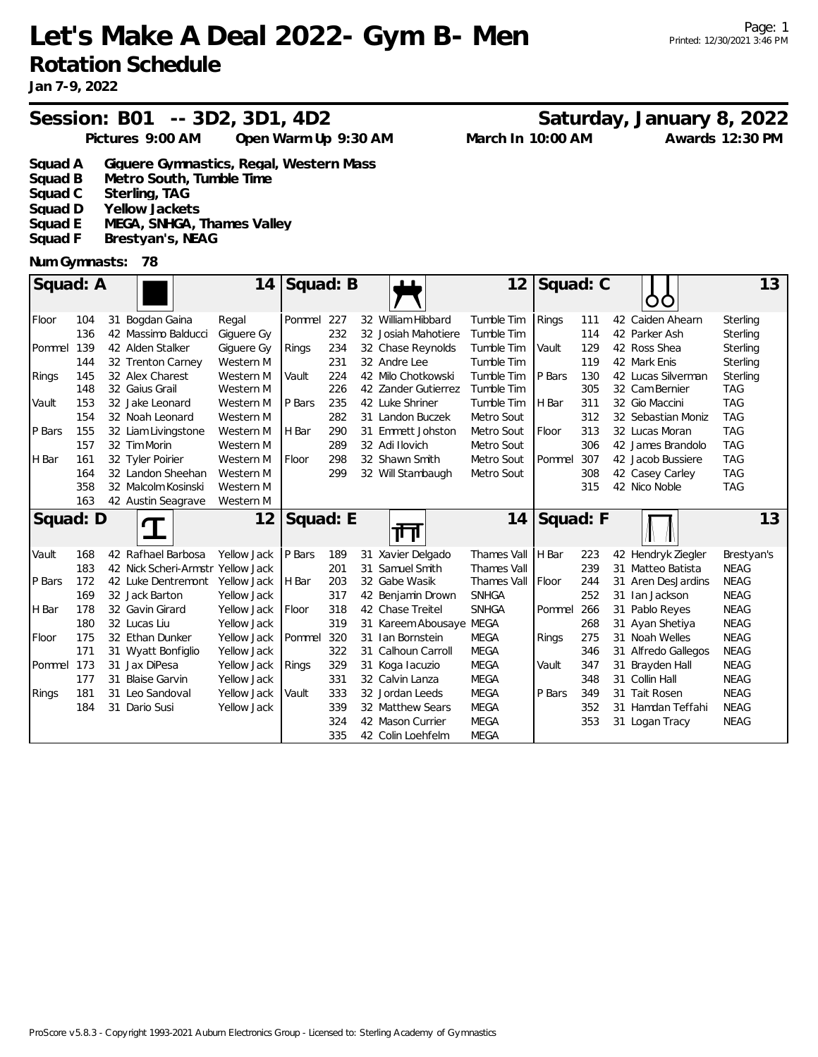# Let's Make A Deal 2022- Gym B- Men

## Rotation Schedule

**Jan 7-9, 2022**

## Session: B01 -- 3D2, 3D1, 4D2

**Saturday, January 8, 2022**

Pictures 9:00 AM | Open Warm Up 9:30 AM | March In 10:00 AM | Awards 12:30 PM

- **Squad A** Giguere Gymnastics, Regal, Western Mass
- **Squad B** Metro South, Tumble Time
- **Squad C** Sterling, TAG
- **Squad D** Yellow Jackets
- **Squad E** MEGA, SNHGA, Thames Valley
- **Squad F** Brestyan's, NEAG

**Num Gymnasts: 78**

### Squad: A (14)

| Event | # | Lvl | Name | Club |
|---|---|---|---|---|
| Floor | 104 | 31 | Bogdan Gaina | Regal |
| | 136 | 42 | Massimo Balducci | Giguere Gy |
| Pommel | 139 | 42 | Alden Stalker | Giguere Gy |
| | 144 | 32 | Trenton Carney | Western M |
| Rings | 145 | 32 | Alex Charest | Western M |
| | 148 | 32 | Gaius Grail | Western M |
| Vault | 153 | 32 | Jake Leonard | Western M |
| | 154 | 32 | Noah Leonard | Western M |
| P Bars | 155 | 32 | Liam Livingstone | Western M |
| | 157 | 32 | Tim Morin | Western M |
| H Bar | 161 | 32 | Tyler Poirier | Western M |
| | 164 | 32 | Landon Sheehan | Western M |
| | 358 | 32 | Malcolm Kosinski | Western M |
| | 163 | 42 | Austin Seagrave | Western M |

### Squad: B (12)

| Event | # | Lvl | Name | Club |
|---|---|---|---|---|
| Pommel | 227 | 32 | William Hibbard | Tumble Tim |
| | 232 | 32 | Josiah Mahotiere | Tumble Tim |
| Rings | 234 | 32 | Chase Reynolds | Tumble Tim |
| | 231 | 32 | Andre Lee | Tumble Tim |
| Vault | 224 | 42 | Milo Chotkowski | Tumble Tim |
| | 226 | 42 | Zander Gutierrez | Tumble Tim |
| P Bars | 235 | 42 | Luke Shriner | Tumble Tim |
| | 282 | 31 | Landon Buczek | Metro Sout |
| H Bar | 290 | 31 | Emmett Johston | Metro Sout |
| | 289 | 32 | Adi Ilovich | Metro Sout |
| Floor | 298 | 32 | Shawn Smith | Metro Sout |
| | 299 | 32 | Will Stambaugh | Metro Sout |

### Squad: C (13)

| Event | # | Lvl | Name | Club |
|---|---|---|---|---|
| Rings | 111 | 42 | Caiden Ahearn | Sterling |
| | 114 | 42 | Parker Ash | Sterling |
| Vault | 129 | 42 | Ross Shea | Sterling |
| | 119 | 42 | Mark Enis | Sterling |
| P Bars | 130 | 42 | Lucas Silverman | Sterling |
| | 305 | 32 | Cam Bernier | TAG |
| H Bar | 311 | 32 | Gio Maccini | TAG |
| | 312 | 32 | Sebastian Moniz | TAG |
| Floor | 313 | 32 | Lucas Moran | TAG |
| | 306 | 42 | James Brandolo | TAG |
| Pommel | 307 | 42 | Jacob Bussiere | TAG |
| | 308 | 42 | Casey Carley | TAG |
| | 315 | 42 | Nico Noble | TAG |

### Squad: D (12)

| Event | # | Lvl | Name | Club |
|---|---|---|---|---|
| Vault | 168 | 42 | Rafhael Barbosa | Yellow Jack |
| | 183 | 42 | Nick Scheri-Armstr | Yellow Jack |
| P Bars | 172 | 42 | Luke Dentremont | Yellow Jack |
| | 169 | 32 | Jack Barton | Yellow Jack |
| H Bar | 178 | 32 | Gavin Girard | Yellow Jack |
| | 180 | 32 | Lucas Liu | Yellow Jack |
| Floor | 175 | 32 | Ethan Dunker | Yellow Jack |
| | 171 | 31 | Wyatt Bonfiglio | Yellow Jack |
| Pommel | 173 | 31 | Jax DiPesa | Yellow Jack |
| | 177 | 31 | Blaise Garvin | Yellow Jack |
| Rings | 181 | 31 | Leo Sandoval | Yellow Jack |
| | 184 | 31 | Dario Susi | Yellow Jack |

### Squad: E (14)

| Event | # | Lvl | Name | Club |
|---|---|---|---|---|
| P Bars | 189 | 31 | Xavier Delgado | Thames Vall |
| | 201 | 31 | Samuel Smith | Thames Vall |
| H Bar | 203 | 32 | Gabe Wasik | Thames Vall |
| | 317 | 42 | Benjamin Drown | SNHGA |
| Floor | 318 | 42 | Chase Treitel | SNHGA |
| | 319 | 31 | Kareem Abousaye | MEGA |
| Pommel | 320 | 31 | Ian Bornstein | MEGA |
| | 322 | 31 | Calhoun Carroll | MEGA |
| Rings | 329 | 31 | Koga Iacuzio | MEGA |
| | 331 | 32 | Calvin Lanza | MEGA |
| Vault | 333 | 32 | Jordan Leeds | MEGA |
| | 339 | 32 | Matthew Sears | MEGA |
| | 324 | 42 | Mason Currier | MEGA |
| | 335 | 42 | Colin Loehfelm | MEGA |

### Squad: F (13)

| Event | # | Lvl | Name | Club |
|---|---|---|---|---|
| H Bar | 223 | 42 | Hendryk Ziegler | Brestyan's |
| | 239 | 31 | Matteo Batista | NEAG |
| Floor | 244 | 31 | Aren DesJardins | NEAG |
| | 252 | 31 | Ian Jackson | NEAG |
| Pommel | 266 | 31 | Pablo Reyes | NEAG |
| | 268 | 31 | Ayan Shetiya | NEAG |
| Rings | 275 | 31 | Noah Welles | NEAG |
| | 346 | 31 | Alfredo Gallegos | NEAG |
| Vault | 347 | 31 | Brayden Hall | NEAG |
| | 348 | 31 | Collin Hall | NEAG |
| P Bars | 349 | 31 | Tait Rosen | NEAG |
| | 352 | 31 | Hamdan Teffahi | NEAG |
| | 353 | 31 | Logan Tracy | NEAG |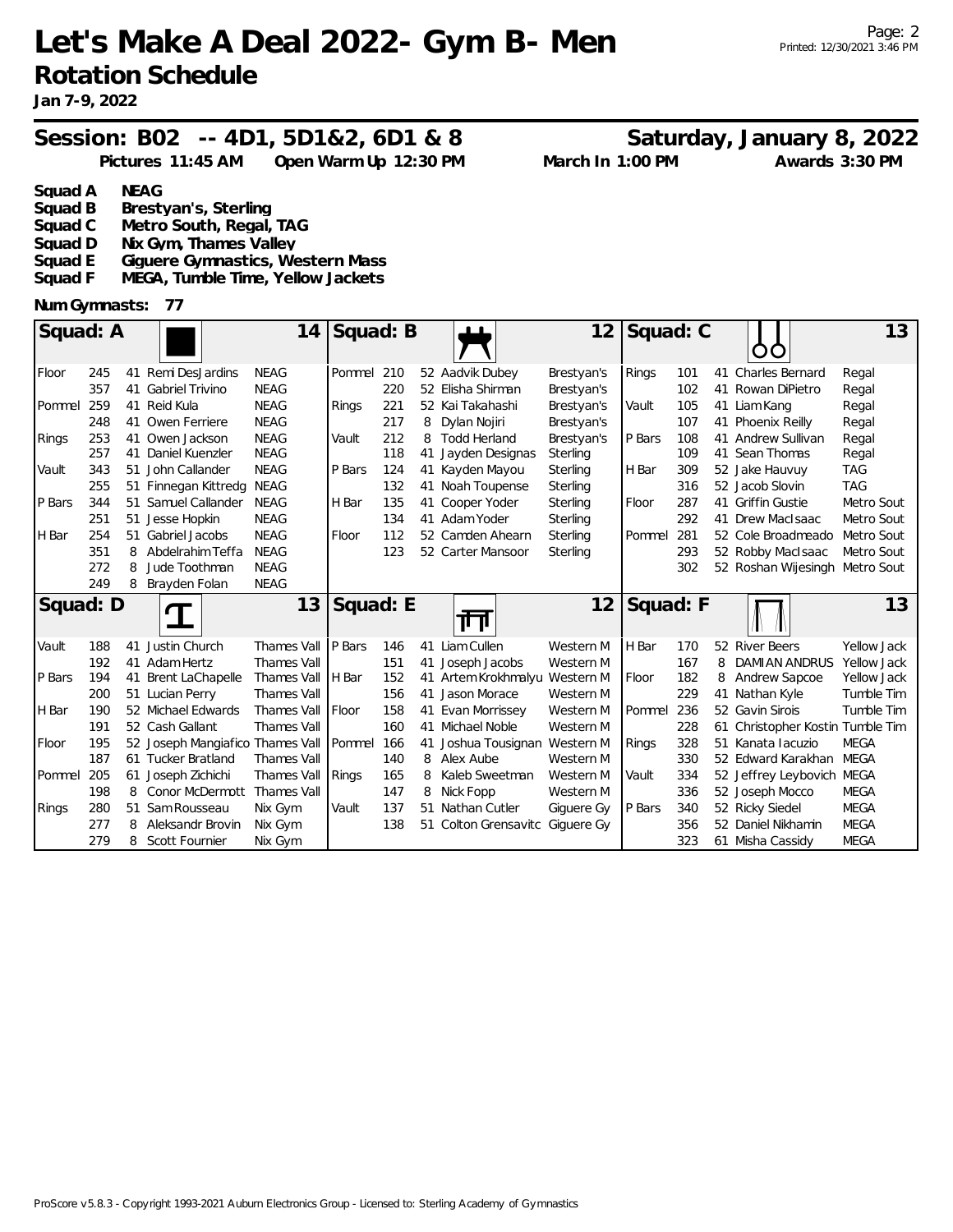# Let's Make A Deal 2022- Gym B- Men

## Rotation Schedule

**Jan 7-9, 2022**

## Session: B02 -- 4D1, 5D1&2, 6D1 & 8

**Saturday, January 8, 2022**

Pictures 11:45 AM | Open Warm Up 12:30 PM | March In 1:00 PM | Awards 3:30 PM

**Squad A** NEAG
**Squad B** Brestyan's, Sterling
**Squad C** Metro South, Regal, TAG
**Squad D** Nix Gym, Thames Valley
**Squad E** Giguere Gymnastics, Western Mass
**Squad F** MEGA, Tumble Time, Yellow Jackets

**Num Gymnasts: 77**

### Squad: A (14)

| Event | # | Level | Name | Team |
|---|---|---|---|---|
| Floor | 245 | 41 | Remi DesJardins | NEAG |
| | 357 | 41 | Gabriel Trivino | NEAG |
| Pommel | 259 | 41 | Reid Kula | NEAG |
| | 248 | 41 | Owen Ferriere | NEAG |
| Rings | 253 | 41 | Owen Jackson | NEAG |
| | 257 | 41 | Daniel Kuenzler | NEAG |
| Vault | 343 | 51 | John Callander | NEAG |
| | 255 | 51 | Finnegan Kittredg | NEAG |
| P Bars | 344 | 51 | Samuel Callander | NEAG |
| | 251 | 51 | Jesse Hopkin | NEAG |
| H Bar | 254 | 51 | Gabriel Jacobs | NEAG |
| | 351 | 8 | Abdelrahim Teffa | NEAG |
| | 272 | 8 | Jude Toothman | NEAG |
| | 249 | 8 | Brayden Folan | NEAG |

### Squad: B (12)

| Event | # | Level | Name | Team |
|---|---|---|---|---|
| Pommel | 210 | 52 | Aadvik Dubey | Brestyan's |
| | 220 | 52 | Elisha Shirman | Brestyan's |
| Rings | 221 | 52 | Kai Takahashi | Brestyan's |
| | 217 | 8 | Dylan Nojiri | Brestyan's |
| Vault | 212 | 8 | Todd Herland | Brestyan's |
| | 118 | 41 | Jayden Designas | Sterling |
| P Bars | 124 | 41 | Kayden Mayou | Sterling |
| | 132 | 41 | Noah Toupense | Sterling |
| H Bar | 135 | 41 | Cooper Yoder | Sterling |
| | 134 | 41 | Adam Yoder | Sterling |
| Floor | 112 | 52 | Camden Ahearn | Sterling |
| | 123 | 52 | Carter Mansoor | Sterling |

### Squad: C (13)

| Event | # | Level | Name | Team |
|---|---|---|---|---|
| Rings | 101 | 41 | Charles Bernard | Regal |
| | 102 | 41 | Rowan DiPietro | Regal |
| Vault | 105 | 41 | Liam Kang | Regal |
| | 107 | 41 | Phoenix Reilly | Regal |
| P Bars | 108 | 41 | Andrew Sullivan | Regal |
| | 109 | 41 | Sean Thomas | Regal |
| H Bar | 309 | 52 | Jake Hauvuy | TAG |
| | 316 | 52 | Jacob Slovin | TAG |
| Floor | 287 | 41 | Griffin Gustie | Metro Sout |
| | 292 | 41 | Drew MacIsaac | Metro Sout |
| Pommel | 281 | 52 | Cole Broadmeado | Metro Sout |
| | 293 | 52 | Robby MacIsaac | Metro Sout |
| | 302 | 52 | Roshan Wijesingh | Metro Sout |

### Squad: D (13)

| Event | # | Level | Name | Team |
|---|---|---|---|---|
| Vault | 188 | 41 | Justin Church | Thames Vall |
| | 192 | 41 | Adam Hertz | Thames Vall |
| P Bars | 194 | 41 | Brent LaChapelle | Thames Vall |
| | 200 | 51 | Lucian Perry | Thames Vall |
| H Bar | 190 | 52 | Michael Edwards | Thames Vall |
| | 191 | 52 | Cash Gallant | Thames Vall |
| Floor | 195 | 52 | Joseph Mangiafico | Thames Vall |
| | 187 | 61 | Tucker Bratland | Thames Vall |
| Pommel | 205 | 61 | Joseph Zichichi | Thames Vall |
| | 198 | 8 | Conor McDermott | Thames Vall |
| Rings | 280 | 51 | Sam Rousseau | Nix Gym |
| | 277 | 8 | Aleksandr Brovin | Nix Gym |
| | 279 | 8 | Scott Fournier | Nix Gym |

### Squad: E (12)

| Event | # | Level | Name | Team |
|---|---|---|---|---|
| P Bars | 146 | 41 | Liam Cullen | Western M |
| | 151 | 41 | Joseph Jacobs | Western M |
| H Bar | 152 | 41 | Artem Krokhmalyu | Western M |
| | 156 | 41 | Jason Morace | Western M |
| Floor | 158 | 41 | Evan Morrissey | Western M |
| | 160 | 41 | Michael Noble | Western M |
| Pommel | 166 | 41 | Joshua Tousignan | Western M |
| | 140 | 8 | Alex Aube | Western M |
| Rings | 165 | 8 | Kaleb Sweetman | Western M |
| | 147 | 8 | Nick Fopp | Western M |
| Vault | 137 | 51 | Nathan Cutler | Giguere Gy |
| | 138 | 51 | Colton Grensavitc | Giguere Gy |

### Squad: F (13)

| Event | # | Level | Name | Team |
|---|---|---|---|---|
| H Bar | 170 | 52 | River Beers | Yellow Jack |
| | 167 | 8 | DAMIAN ANDRUS | Yellow Jack |
| Floor | 182 | 8 | Andrew Sapcoe | Yellow Jack |
| | 229 | 41 | Nathan Kyle | Tumble Tim |
| Pommel | 236 | 52 | Gavin Sirois | Tumble Tim |
| | 228 | 61 | Christopher Kostin | Tumble Tim |
| Rings | 328 | 51 | Kanata Iacuzio | MEGA |
| | 330 | 52 | Edward Karakhan | MEGA |
| Vault | 334 | 52 | Jeffrey Leybovich | MEGA |
| | 336 | 52 | Joseph Mocco | MEGA |
| P Bars | 340 | 52 | Ricky Siedel | MEGA |
| | 356 | 52 | Daniel Nikhamin | MEGA |
| | 323 | 61 | Misha Cassidy | MEGA |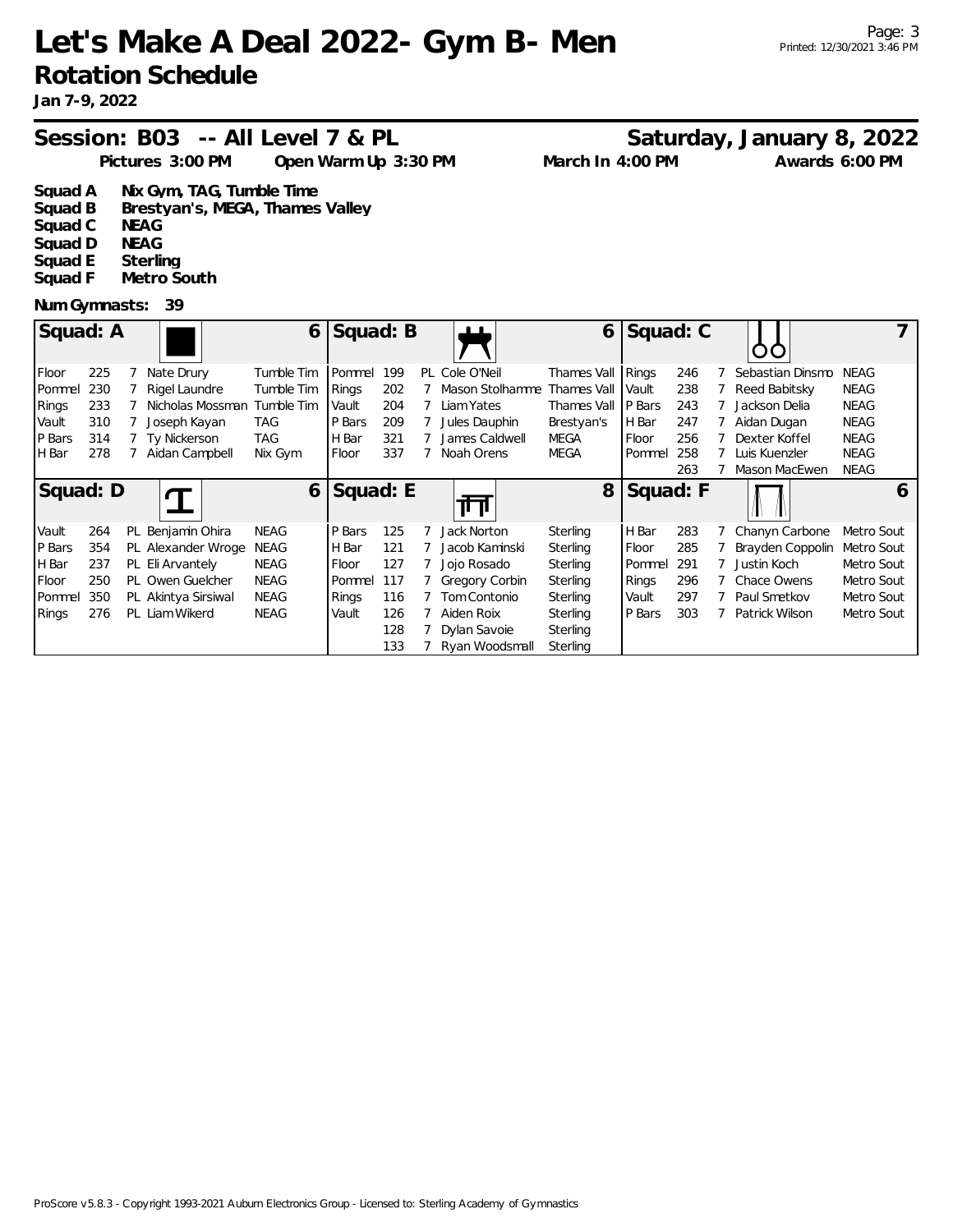# Let's Make A Deal 2022- Gym B- Men

## Rotation Schedule

**Jan 7-9, 2022**

## Session: B03 -- All Level 7 & PL

**Saturday, January 8, 2022**

Pictures 3:00 PM | Open Warm Up 3:30 PM | March In 4:00 PM | Awards 6:00 PM

- **Squad A** Nix Gym, TAG, Tumble Time
- **Squad B** Brestyan's, MEGA, Thames Valley
- **Squad C** NEAG
- **Squad D** NEAG
- **Squad E** Sterling
- **Squad F** Metro South

**Num Gymnasts: 39**

### Squad: A (6)

| Event | # | Level | Name | Gym |
|---|---|---|---|---|
| Floor | 225 | 7 | Nate Drury | Tumble Tim |
| Pommel | 230 | 7 | Rigel Laundre | Tumble Tim |
| Rings | 233 | 7 | Nicholas Mossman | Tumble Tim |
| Vault | 310 | 7 | Joseph Kayan | TAG |
| P Bars | 314 | 7 | Ty Nickerson | TAG |
| H Bar | 278 | 7 | Aidan Campbell | Nix Gym |

### Squad: B (6)

| Event | # | Level | Name | Gym |
|---|---|---|---|---|
| Pommel | 199 | PL | Cole O'Neil | Thames Vall |
| Rings | 202 | 7 | Mason Stolhamme | Thames Vall |
| Vault | 204 | 7 | Liam Yates | Thames Vall |
| P Bars | 209 | 7 | Jules Dauphin | Brestyan's |
| H Bar | 321 | 7 | James Caldwell | MEGA |
| Floor | 337 | 7 | Noah Orens | MEGA |

### Squad: C (7)

| Event | # | Level | Name | Gym |
|---|---|---|---|---|
| Rings | 246 | 7 | Sebastian Dinsmo | NEAG |
| Vault | 238 | 7 | Reed Babitsky | NEAG |
| P Bars | 243 | 7 | Jackson Delia | NEAG |
| H Bar | 247 | 7 | Aidan Dugan | NEAG |
| Floor | 256 | 7 | Dexter Koffel | NEAG |
| Pommel | 258 | 7 | Luis Kuenzler | NEAG |
| | 263 | 7 | Mason MacEwen | NEAG |

### Squad: D (6)

| Event | # | Level | Name | Gym |
|---|---|---|---|---|
| Vault | 264 | PL | Benjamin Ohira | NEAG |
| P Bars | 354 | PL | Alexander Wroge | NEAG |
| H Bar | 237 | PL | Eli Arvantely | NEAG |
| Floor | 250 | PL | Owen Guelcher | NEAG |
| Pommel | 350 | PL | Akintya Sirsiwal | NEAG |
| Rings | 276 | PL | Liam Wikerd | NEAG |

### Squad: E (8)

| Event | # | Level | Name | Gym |
|---|---|---|---|---|
| P Bars | 125 | 7 | Jack Norton | Sterling |
| H Bar | 121 | 7 | Jacob Kaminski | Sterling |
| Floor | 127 | 7 | Jojo Rosado | Sterling |
| Pommel | 117 | 7 | Gregory Corbin | Sterling |
| Rings | 116 | 7 | Tom Contonio | Sterling |
| Vault | 126 | 7 | Aiden Roix | Sterling |
| | 128 | 7 | Dylan Savoie | Sterling |
| | 133 | 7 | Ryan Woodsmall | Sterling |

### Squad: F (6)

| Event | # | Level | Name | Gym |
|---|---|---|---|---|
| H Bar | 283 | 7 | Chanyn Carbone | Metro Sout |
| Floor | 285 | 7 | Brayden Coppolin | Metro Sout |
| Pommel | 291 | 7 | Justin Koch | Metro Sout |
| Rings | 296 | 7 | Chace Owens | Metro Sout |
| Vault | 297 | 7 | Paul Smetkov | Metro Sout |
| P Bars | 303 | 7 | Patrick Wilson | Metro Sout |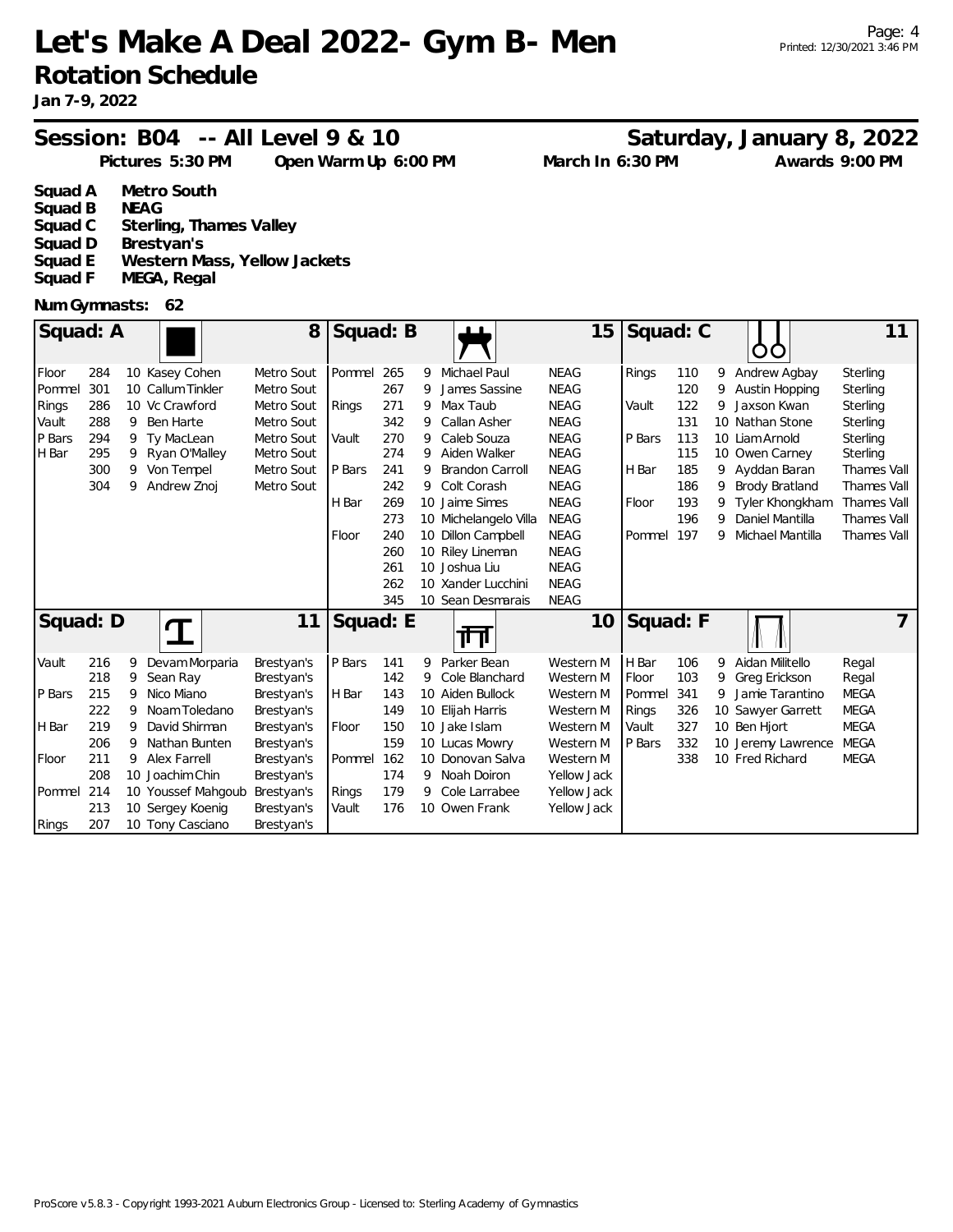# Let's Make A Deal 2022- Gym B- Men

## Rotation Schedule

**Jan 7-9, 2022**

## Session: B04 -- All Level 9 & 10 — Saturday, January 8, 2022

**Pictures 5:30 PM** | **Open Warm Up 6:00 PM** | **March In 6:30 PM** | **Awards 9:00 PM**

- **Squad A** Metro South
- **Squad B** NEAG
- **Squad C** Sterling, Thames Valley
- **Squad D** Brestyan's
- **Squad E** Western Mass, Yellow Jackets
- **Squad F** MEGA, Regal

**Num Gymnasts: 62**

### Squad: A (8)

| Event | # | Lvl | Name | Team |
|---|---|---|---|---|
| Floor | 284 | 10 | Kasey Cohen | Metro Sout |
| Pommel | 301 | 10 | Callum Tinkler | Metro Sout |
| Rings | 286 | 10 | Vc Crawford | Metro Sout |
| Vault | 288 | 9 | Ben Harte | Metro Sout |
| P Bars | 294 | 9 | Ty MacLean | Metro Sout |
| H Bar | 295 | 9 | Ryan O'Malley | Metro Sout |
| | 300 | 9 | Von Tempel | Metro Sout |
| | 304 | 9 | Andrew Znoj | Metro Sout |

### Squad: B (15)

| Event | # | Lvl | Name | Team |
|---|---|---|---|---|
| Pommel | 265 | 9 | Michael Paul | NEAG |
| | 267 | 9 | James Sassine | NEAG |
| Rings | 271 | 9 | Max Taub | NEAG |
| | 342 | 9 | Callan Asher | NEAG |
| Vault | 270 | 9 | Caleb Souza | NEAG |
| | 274 | 9 | Aiden Walker | NEAG |
| P Bars | 241 | 9 | Brandon Carroll | NEAG |
| | 242 | 9 | Colt Corash | NEAG |
| H Bar | 269 | 10 | Jaime Simes | NEAG |
| | 273 | 10 | Michelangelo Villa | NEAG |
| Floor | 240 | 10 | Dillon Campbell | NEAG |
| | 260 | 10 | Riley Lineman | NEAG |
| | 261 | 10 | Joshua Liu | NEAG |
| | 262 | 10 | Xander Lucchini | NEAG |
| | 345 | 10 | Sean Desmarais | NEAG |

### Squad: C (11)

| Event | # | Lvl | Name | Team |
|---|---|---|---|---|
| Rings | 110 | 9 | Andrew Agbay | Sterling |
| | 120 | 9 | Austin Hopping | Sterling |
| Vault | 122 | 9 | Jaxson Kwan | Sterling |
| | 131 | 10 | Nathan Stone | Sterling |
| P Bars | 113 | 10 | Liam Arnold | Sterling |
| | 115 | 10 | Owen Carney | Sterling |
| H Bar | 185 | 9 | Ayddan Baran | Thames Vall |
| | 186 | 9 | Brody Bratland | Thames Vall |
| Floor | 193 | 9 | Tyler Khongkham | Thames Vall |
| | 196 | 9 | Daniel Mantilla | Thames Vall |
| Pommel | 197 | 9 | Michael Mantilla | Thames Vall |

### Squad: D (11)

| Event | # | Lvl | Name | Team |
|---|---|---|---|---|
| Vault | 216 | 9 | Devam Morparia | Brestyan's |
| | 218 | 9 | Sean Ray | Brestyan's |
| P Bars | 215 | 9 | Nico Miano | Brestyan's |
| | 222 | 9 | Noam Toledano | Brestyan's |
| H Bar | 219 | 9 | David Shirman | Brestyan's |
| | 206 | 9 | Nathan Bunten | Brestyan's |
| Floor | 211 | 9 | Alex Farrell | Brestyan's |
| | 208 | 10 | Joachim Chin | Brestyan's |
| Pommel | 214 | 10 | Youssef Mahgoub | Brestyan's |
| | 213 | 10 | Sergey Koenig | Brestyan's |
| Rings | 207 | 10 | Tony Casciano | Brestyan's |

### Squad: E (10)

| Event | # | Lvl | Name | Team |
|---|---|---|---|---|
| P Bars | 141 | 9 | Parker Bean | Western M |
| | 142 | 9 | Cole Blanchard | Western M |
| H Bar | 143 | 10 | Aiden Bullock | Western M |
| | 149 | 10 | Elijah Harris | Western M |
| Floor | 150 | 10 | Jake Islam | Western M |
| | 159 | 10 | Lucas Mowry | Western M |
| Pommel | 162 | 10 | Donovan Salva | Western M |
| | 174 | 9 | Noah Doiron | Yellow Jack |
| Rings | 179 | 9 | Cole Larrabee | Yellow Jack |
| Vault | 176 | 10 | Owen Frank | Yellow Jack |

### Squad: F (7)

| Event | # | Lvl | Name | Team |
|---|---|---|---|---|
| H Bar | 106 | 9 | Aidan Militello | Regal |
| Floor | 103 | 9 | Greg Erickson | Regal |
| Pommel | 341 | 9 | Jamie Tarantino | MEGA |
| Rings | 326 | 10 | Sawyer Garrett | MEGA |
| Vault | 327 | 10 | Ben Hjort | MEGA |
| P Bars | 332 | 10 | Jeremy Lawrence | MEGA |
| | 338 | 10 | Fred Richard | MEGA |

ProScore v5.8.3 - Copyright 1993-2021 Auburn Electronics Group - Licensed to: Sterling Academy of Gymnastics